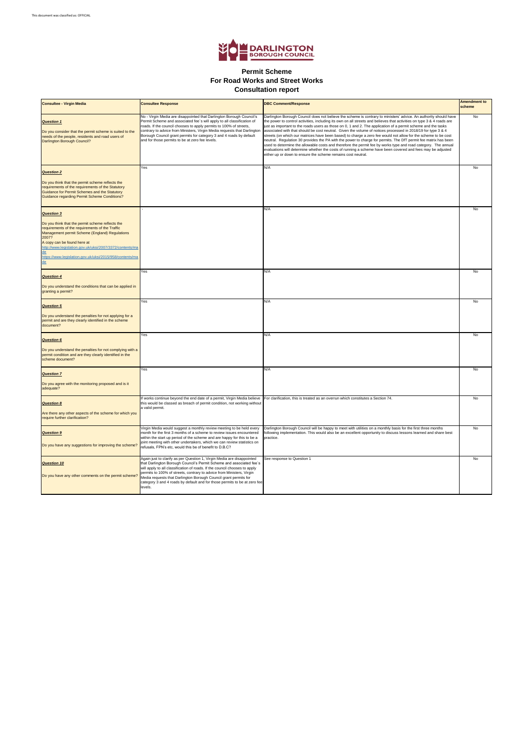This document was classified as: OFFICIAL

DARLINGTON BOROUGH COUNCIL

# Permit Scheme
## For Road Works and Street Works
## Consultation report

| Consultee - Virgin Media | Consultee Response | DBC Comment/Response | Amendment to scheme |
|---|---|---|---|
| ***Question 1*** Do you consider that the permit scheme is suited to the needs of the people, residents and road users of Darlington Borough Council? | No - Virgin Media are disappointed that Darlington Borough Council's Permit Scheme and associated fee`s will apply to all classification of roads. If the council chooses to apply permits to 100% of streets, contrary to advice from Ministers, Virgin Media requests that Darlington Borough Council grant permits for category 3 and 4 roads by default and for those permits to be at zero fee levels. | Darlington Borough Council does not believe the scheme is contrary to ministers' advice. An authority should have the power to control activities, including its own on all streets and believes that activities on type 3 & 4 roads are just as important to the roads users as those on 0, 1 and 2. The application of a permit scheme and the tasks associated with that should be cost neutral. Given the volume of notices processed in 2018/19 for type 3 & 4 streets (on which our matrices have been based) to charge a zero fee would not allow for the scheme to be cost neutral. Regulation 30 provides the PA with the power to charge for permits. The DfT permit fee matrix has been used to determine the allowable costs and therefore the permit fee by works type and road category. The annual evaluations will determine whether the costs of running a scheme have been covered and fees may be adjusted either up or down to ensure the scheme remains cost neutral. | No |
| ***Question 2*** Do you think that the permit scheme reflects the requirements of the requirements of the Statutory Guidance for Permit Schemes and the Statutory Guidance regarding Permit Scheme Conditions? | Yes | N/A | No |
| ***Question 3*** Do you think that the permit scheme reflects the requirements of the requirements of the Traffic Management permit Scheme (England) Regulations 2007? A copy can be found here at http://www.legislation.gov.uk/uksi/2007/3372/contents/made https://www.legislation.gov.uk/uksi/2015/958/contents/made | - | N/A | No |
| ***Question 4*** Do you understand the conditions that can be applied in granting a permit? | Yes | N/A | No |
| ***Question 5*** Do you understand the penalties for not applying for a permit and are they clearly identified in the scheme document? | Yes | N/A | No |
| ***Question 6*** Do you understand the penalties for not complying with a permit condition and are they clearly identified in the scheme document? | Yes | N/A | No |
| ***Question 7*** Do you agree with the monitoring proposed and is it adequate? | Yes | N/A | No |
| ***Question 8*** Are there any other aspects of the scheme for which you require further clarification? | If works continue beyond the end date of a permit, Virgin Media believe this would be classed as breach of permit condition, not working without a valid permit. | For clarification, this is treated as an overrun which constitutes a Section 74. | No |
| ***Question 9*** Do you have any suggestions for improving the scheme? | Virgin Media would suggest a monthly review meeting to be held every month for the first 3 months of a scheme to review issues encountered within the start up period of the scheme and are happy for this to be a joint meeting with other undertakers, which we can review statistics on refusals, FPN's etc, would this be of benefit to D.B.C? | Darlington Borough Council will be happy to meet with utilities on a monthly basis for the first three months following implementation. This would also be an excellent opportunity to discuss lessons learned and share best practice. | No |
| ***Question 10*** Do you have any other comments on the permit scheme? | Again just to clarify as per Question 1, Virgin Media are disappointed that Darlington Borough Council's Permit Scheme and associated fee`s will apply to all classification of roads. If the council chooses to apply permits to 100% of streets, contrary to advice from Ministers, Virgin Media requests that Darlington Borough Council grant permits for category 3 and 4 roads by default and for those permits to be at zero fee levels. | See response to Question 1 | No |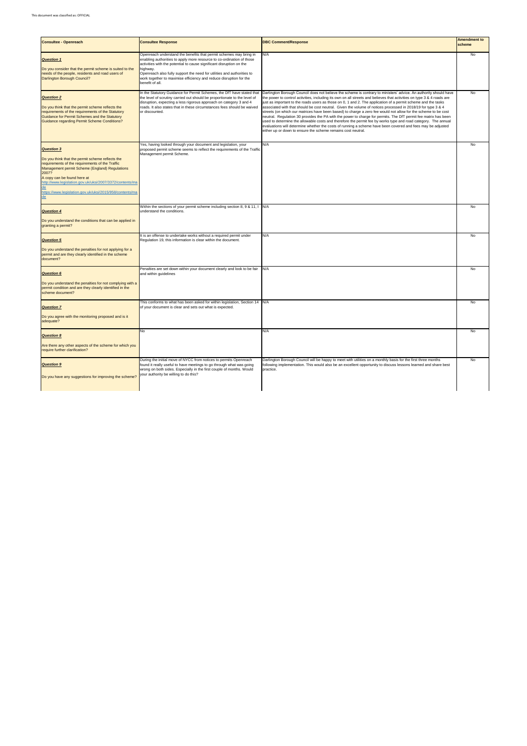This document was classified as: OFFICIAL

| Consultee - Openreach | Consultee Response | DBC Comment/Response | Amendment to scheme |
|---|---|---|---|
| ***Question 1*** <br><br> Do you consider that the permit scheme is suited to the needs of the people, residents and road users of Darlington Borough Council? | Openreach understand the benefits that permit schemes may bring in enabling authorities to apply more resource to co-ordination of those activities with the potential to cause significant disruption on the highway.<br>Openreach also fully support the need for utilities and authorities to work together to maximise efficiency and reduce disruption for the benefit of all. | N/A | No |
| ***Question 2*** <br><br> Do you think that the permit scheme reflects the requirements of the requirements of the Statutory Guidance for Permit Schemes and the Statutory Guidance regarding Permit Scheme Conditions? | In the Statutory Guidance for Permit Schemes, the DfT have stated that the level of scrutiny carried out should be proportionate to the level of disruption, expecting a less rigorous approach on category 3 and 4 roads. It also states that in these circumstances fees should be waived or discounted. | Darlington Borough Council does not believe the scheme is contrary to ministers' advice. An authority should have the power to control activities, including its own on all streets and believes that activities on type 3 & 4 roads are just as important to the roads users as those on 0, 1 and 2. The application of a permit scheme and the tasks associated with that should be cost neutral. Given the volume of notices processed in 2018/19 for type 3 & 4 streets (on which our matrices have been based) to charge a zero fee would not allow for the scheme to be cost neutral. Regulation 30 provides the PA with the power to charge for permits. The DfT permit fee matrix has been used to determine the allowable costs and therefore the permit fee by works type and road category. The annual evaluations will determine whether the costs of running a scheme have been covered and fees may be adjusted either up or down to ensure the scheme remains cost neutral. | No |
| ***Question 3*** <br><br> Do you think that the permit scheme reflects the requirements of the requirements of the Traffic Management permit Scheme (England) Regulations 2007?<br>A copy can be found here at<br>http://www.legislation.gov.uk/uksi/2007/3372/contents/made<br>https://www.legislation.gov.uk/uksi/2015/958/contents/made | Yes, having looked through your document and legislation, your proposed permit scheme seems to reflect the requirements of the Traffic Management permit Scheme. | N/A | No |
| ***Question 4*** <br><br> Do you understand the conditions that can be applied in granting a permit? | Within the sections of your permit scheme including section 8, 9 & 11, I understand the conditions. | N/A | No |
| ***Question 5*** <br><br> Do you understand the penalties for not applying for a permit and are they clearly identified in the scheme document? | It is an offense to undertake works without a required permit under Regulation 19, this information is clear within the document. | N/A | No |
| ***Question 6*** <br><br> Do you understand the penalties for not complying with a permit condition and are they clearly identified in the scheme document? | Penalties are set down within your document clearly and look to be fair and within guidelines | N/A | No |
| ***Question 7*** <br><br> Do you agree with the monitoring proposed and is it adequate? | This conforms to what has been asked for within legislation, Section 14 of your document is clear and sets out what is expected. | N/A | No |
| ***Question 8*** <br><br> Are there any other aspects of the scheme for which you require further clarification? | No | N/A | No |
| ***Question 9*** <br><br> Do you have any suggestions for improving the scheme? | During the initial move of NYCC from notices to permits Openreach found it really useful to have meetings to go through what was going wrong on both sides. Especially in the first couple of months. Would your authority be willing to do this? | Darlington Borough Council will be happy to meet with utilities on a monthly basis for the first three months following implementation. This would also be an excellent opportunity to discuss lessons learned and share best practice. | No |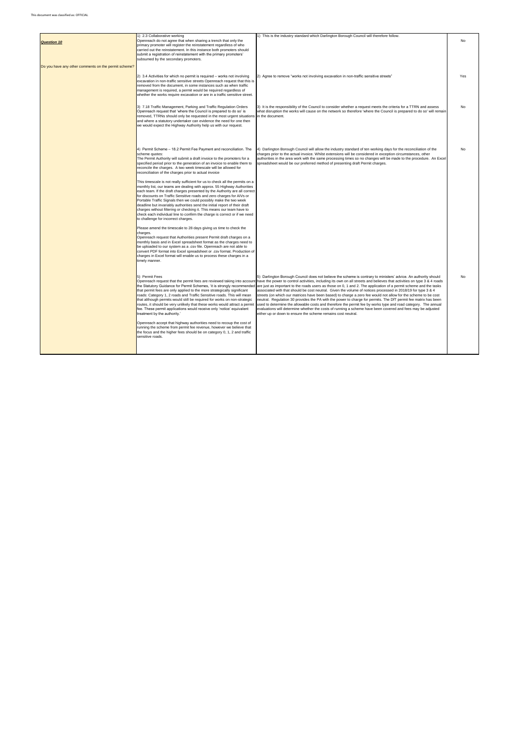| | | | |
|---|---|---|---|
| ***Question 10***<br><br>Do you have any other comments on the permit scheme? | 1) 2.3 Collaborative working<br>Openreach do not agree that when sharing a trench that only the primary promoter will register the reinstatement regardless of who carried out the reinstatement. In this instance both promoters should submit a registration of reinstatement with the primary promoters' subsumed by the secondary promoters. | 1) This is the industry standard which Darlington Borough Council will therefore follow. | No |
| | 2) 3.4 Activities for which no permit is required – works not involving excavation in non-traffic sensitive streets Openreach request that this is removed from the document, in some instances such as when traffic management is required, a permit would be required regardless of whether the works require excavation or are in a traffic sensitive street. | 2) Agree to remove "works not involving excavation in non-traffic sensitive streets" | Yes |
| | 3) 7.18 Traffic Management, Parking and Traffic Regulation Orders<br>Openreach request that 'where the Council is prepared to do so' is removed, TTRNs should only be requested in the most urgent situations and where a statutory undertaker can evidence the need for one then we would expect the Highway Authority help us with our request. | 3) It is the responsibility of the Council to consider whether a request meets the criteria for a TTRN and assess what disruption the works will cause on the network so therefore 'where the Council is prepared to do so' will remain in the document. | No |
| | 4) Permit Scheme – 18.2 Permit Fee Payment and reconciliation. The scheme quotes:<br>The Permit Authority will submit a draft invoice to the promoters for a specified period prior to the generation of an invoice to enable them to reconcile the charges. A two week timescale will be allowed for reconciliation of the charges prior to actual invoice<br><br>This timescale is not really sufficient for us to check all the permits on a monthly list, our teams are dealing with approx. 55 Highway Authorities each team. If the draft charges presented by the Authority are all correct for discounts on Traffic Sensitive roads and zero charges for AIVs or Portable Traffic Signals then we could possibly make the two week deadline but invariably authorities send the initial report of their draft charges without filtering or checking it. This means our team have to check each individual line to confirm the charge is correct or if we need to challenge for incorrect charges.<br><br>Please amend the timescale to 28 days giving us time to check the charges.<br>Openreach request that Authorities present Permit draft charges on a monthly basis and in Excel spreadsheet format as the charges need to be uploaded to our system as a .csv file. Openreach are not able to convert PDF format into Excel spreadsheet or .csv format. Production of charges in Excel format will enable us to process these charges in a timely manner. | 4) Darlington Borough Council will allow the industry standard of ten working days for the reconciliation of the charges prior to the actual invoice. Whilst extensions will be considered in exception circumstances, other authorities in the area work with the same processing times so no changes will be made to the procedure. An Excel spreadsheet would be our preferred method of presenting draft Permit charges. | No |
| | 5) Permit Fees<br>Openreach request that the permit fees are reviewed taking into account the Statutory Guidance for Permit Schemes, 'it is strongly recommended that permit fees are only applied to the more strategically significant roads: Category 1, 2 roads and Traffic Sensitive roads. This will mean that although permits would still be required for works on non-strategic routes, it should be very unlikely that these works would attract a permit fee. These permit applications would receive only 'notice' equivalent treatment by the authority.'<br><br>Openreach accept that highway authorities need to recoup the cost of running the scheme from permit fee revenue, however we believe that the focus and the higher fees should be on category 0, 1, 2 and traffic sensitive roads. | 5) Darlington Borough Council does not believe the scheme is contrary to ministers' advice. An authority should have the power to control activities, including its own on all streets and believes that activities on type 3 & 4 roads are just as important to the roads users as those on 0, 1 and 2. The application of a permit scheme and the tasks associated with that should be cost neutral. Given the volume of notices processed in 2018/19 for type 3 & 4 streets (on which our matrices have been based) to charge a zero fee would not allow for the scheme to be cost neutral. Regulation 30 provides the PA with the power to charge for permits. The DfT permit fee matrix has been used to determine the allowable costs and therefore the permit fee by works type and road category. The annual evaluations will determine whether the costs of running a scheme have been covered and fees may be adjusted either up or down to ensure the scheme remains cost neutral. | No |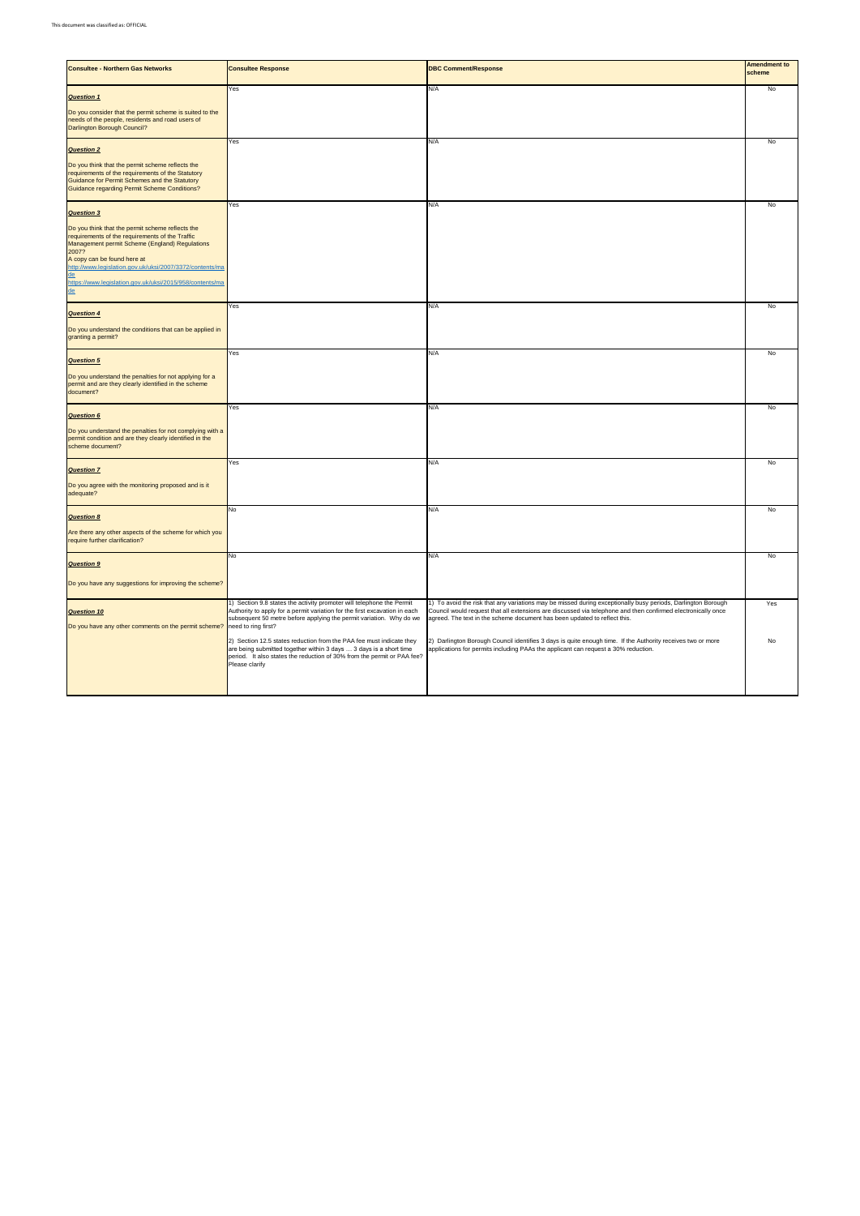This document was classified as: OFFICIAL

| Consultee - Northern Gas Networks | Consultee Response | DBC Comment/Response | Amendment to scheme |
|---|---|---|---|
| ***Question 1***<br><br>Do you consider that the permit scheme is suited to the needs of the people, residents and road users of Darlington Borough Council? | Yes | N/A | No |
| ***Question 2***<br><br>Do you think that the permit scheme reflects the requirements of the requirements of the Statutory Guidance for Permit Schemes and the Statutory Guidance regarding Permit Scheme Conditions? | Yes | N/A | No |
| ***Question 3***<br><br>Do you think that the permit scheme reflects the requirements of the requirements of the Traffic Management permit Scheme (England) Regulations 2007?<br>A copy can be found here at<br>http://www.legislation.gov.uk/uksi/2007/3372/contents/made<br>https://www.legislation.gov.uk/uksi/2015/958/contents/made | Yes | N/A | No |
| ***Question 4***<br><br>Do you understand the conditions that can be applied in granting a permit? | Yes | N/A | No |
| ***Question 5***<br><br>Do you understand the penalties for not applying for a permit and are they clearly identified in the scheme document? | Yes | N/A | No |
| ***Question 6***<br><br>Do you understand the penalties for not complying with a permit condition and are they clearly identified in the scheme document? | Yes | N/A | No |
| ***Question 7***<br><br>Do you agree with the monitoring proposed and is it adequate? | Yes | N/A | No |
| ***Question 8***<br><br>Are there any other aspects of the scheme for which you require further clarification? | No | N/A | No |
| ***Question 9***<br><br>Do you have any suggestions for improving the scheme? | No | N/A | No |
| ***Question 10***<br><br>Do you have any other comments on the permit scheme? | 1) Section 9.8 states the activity promoter will telephone the Permit Authority to apply for a permit variation for the first excavation in each subsequent 50 metre before applying the permit variation. Why do we need to ring first? | 1) To avoid the risk that any variations may be missed during exceptionally busy periods, Darlington Borough Council would request that all extensions are discussed via telephone and then confirmed electronically once agreed. The text in the scheme document has been updated to reflect this. | Yes |
| | 2) Section 12.5 states reduction from the PAA fee must indicate they are being submitted together within 3 days … 3 days is a short time period. It also states the reduction of 30% from the permit or PAA fee? Please clarify | 2) Darlington Borough Council identifies 3 days is quite enough time. If the Authority receives two or more applications for permits including PAAs the applicant can request a 30% reduction. | No |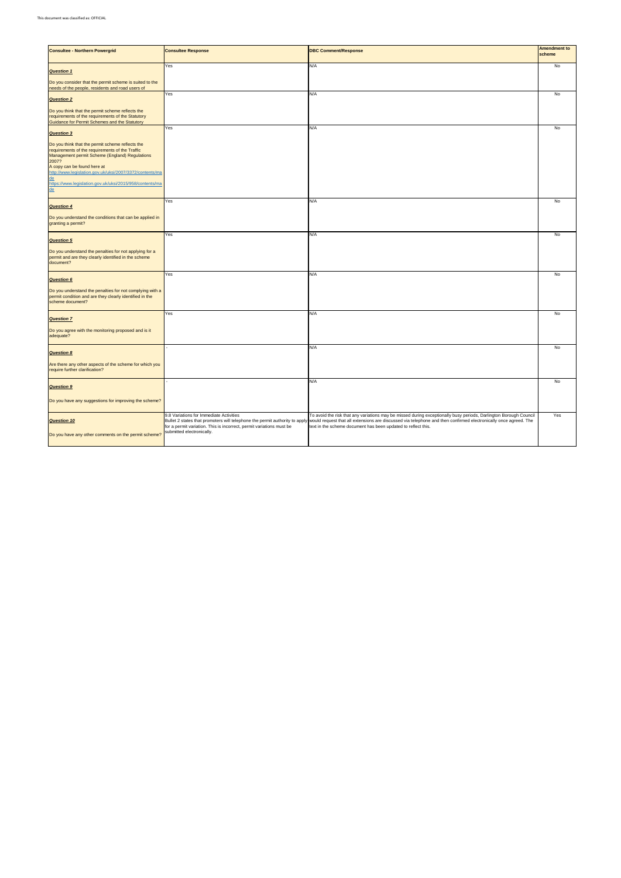This document was classified as: OFFICIAL

| Consultee - Northern Powergrid | Consultee Response | DBC Comment/Response | Amendment to scheme |
|---|---|---|---|
| ***Question 1*** Do you consider that the permit scheme is suited to the needs of the people, residents and road users of | Yes | N/A | No |
| ***Question 2*** Do you think that the permit scheme reflects the requirements of the requirements of the Statutory Guidance for Permit Schemes and the Statutory | Yes | N/A | No |
| ***Question 3*** Do you think that the permit scheme reflects the requirements of the requirements of the Traffic Management permit Scheme (England) Regulations 2007? A copy can be found here at http://www.legislation.gov.uk/uksi/2007/3372/contents/made https://www.legislation.gov.uk/uksi/2015/958/contents/made | Yes | N/A | No |
| ***Question 4*** Do you understand the conditions that can be applied in granting a permit? | Yes | N/A | No |
| ***Question 5*** Do you understand the penalties for not applying for a permit and are they clearly identified in the scheme document? | Yes | N/A | No |
| ***Question 6*** Do you understand the penalties for not complying with a permit condition and are they clearly identified in the scheme document? | Yes | N/A | No |
| ***Question 7*** Do you agree with the monitoring proposed and is it adequate? | Yes | N/A | No |
| ***Question 8*** Are there any other aspects of the scheme for which you require further clarification? | - | N/A | No |
| ***Question 9*** Do you have any suggestions for improving the scheme? | - | N/A | No |
| ***Question 10*** Do you have any other comments on the permit scheme? | 9.8 Variations for Immediate Activities Bullet 2 states that promoters will telephone the permit authority to apply for a permit variation. This is incorrect, permit variations must be submitted electronically. | To avoid the risk that any variations may be missed during exceptionally busy periods, Darlington Borough Council would request that all extensions are discussed via telephone and then confirmed electronically once agreed. The text in the scheme document has been updated to reflect this. | Yes |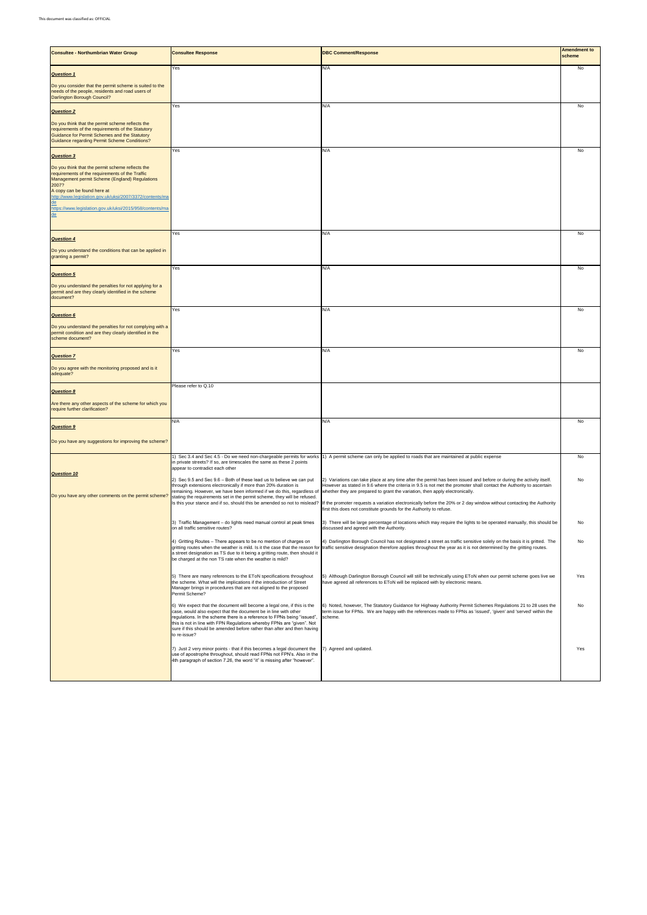This document was classified as: OFFICIAL

| Consultee - Northumbrian Water Group | Consultee Response | DBC Comment/Response | Amendment to scheme |
|---|---|---|---|
| ***Question 1***<br><br>Do you consider that the permit scheme is suited to the needs of the people, residents and road users of Darlington Borough Council? | Yes | N/A | No |
| ***Question 2***<br><br>Do you think that the permit scheme reflects the requirements of the requirements of the Statutory Guidance for Permit Schemes and the Statutory Guidance regarding Permit Scheme Conditions? | Yes | N/A | No |
| ***Question 3***<br><br>Do you think that the permit scheme reflects the requirements of the requirements of the Traffic Management permit Scheme (England) Regulations 2007?<br>A copy can be found here at<br>http://www.legislation.gov.uk/uksi/2007/3372/contents/made<br>https://www.legislation.gov.uk/uksi/2015/958/contents/made | Yes | N/A | No |
| ***Question 4***<br><br>Do you understand the conditions that can be applied in granting a permit? | Yes | N/A | No |
| ***Question 5***<br><br>Do you understand the penalties for not applying for a permit and are they clearly identified in the scheme document? | Yes | N/A | No |
| ***Question 6***<br><br>Do you understand the penalties for not complying with a permit condition and are they clearly identified in the scheme document? | Yes | N/A | No |
| ***Question 7***<br><br>Do you agree with the monitoring proposed and is it adequate? | Yes | N/A | No |
| ***Question 8***<br><br>Are there any other aspects of the scheme for which you require further clarification? | Please refer to Q.10 | | |
| ***Question 9***<br><br>Do you have any suggestions for improving the scheme? | N/A | N/A | No |
| ***Question 10***<br><br>Do you have any other comments on the permit scheme? | 1) Sec 3.4 and Sec 4.5 - Do we need non-chargeable permits for works in private streets? If so, are timescales the same as these 2 points appear to contradict each other | 1) A permit scheme can only be applied to roads that are maintained at public expense | No |
| | 2) Sec 9.5 and Sec 9.6 – Both of these lead us to believe we can put through extensions electronically if more than 20% duration is remaining. However, we have been informed if we do this, regardless of stating the requirements set in the permit scheme, they will be refused. Is this your stance and if so, should this be amended so not to mislead? | 2) Variations can take place at any time after the permit has been issued and before or during the activity itself. However as stated in 9.6 where the criteria in 9.5 is not met the promoter shall contact the Authority to ascertain whether they are prepared to grant the variation, then apply electronically.<br><br>If the promoter requests a variation electronically before the 20% or 2 day window without contacting the Authority first this does not constitute grounds for the Authority to refuse. | No |
| | 3) Traffic Management – do lights need manual control at peak times on all traffic sensitive routes? | 3) There will be large percentage of locations which may require the lights to be operated manually, this should be discussed and agreed with the Authority. | No |
| | 4) Gritting Routes – There appears to be no mention of charges on gritting routes when the weather is mild. Is it the case that the reason for a street designation as TS due to it being a gritting route, then should it be charged at the non TS rate when the weather is mild? | 4) Darlington Borough Council has not designated a street as traffic sensitive solely on the basis it is gritted. The traffic sensitive designation therefore applies throughout the year as it is not determined by the gritting routes. | No |
| | 5) There are many references to the EToN specifications throughout the scheme. What will the implications if the introduction of Street Manager brings in procedures that are not aligned to the proposed Permit Scheme? | 5) Although Darlington Borough Council will still be technically using EToN when our permit scheme goes live we have agreed all references to EToN will be replaced with by electronic means. | Yes |
| | 6) We expect that the document will become a legal one, if this is the case, would also expect that the document be in line with other regulations. In the scheme there is a reference to FPNs being "issued", this is not in line with FPN Regulations whereby FPNs are "given". Not sure if this should be amended before rather than after and then having to re-issue? | 6) Noted, however, The Statutory Guidance for Highway Authority Permit Schemes Regulations 21 to 28 uses the term issue for FPNs. We are happy with the references made to FPNs as 'issued', 'given' and 'served' within the scheme. | No |
| | 7) Just 2 very minor points - that if this becomes a legal document the use of apostrophe throughout, should read FPNs not FPN's. Also in the 4th paragraph of section 7.26, the word "it" is missing after "however". | 7) Agreed and updated. | Yes |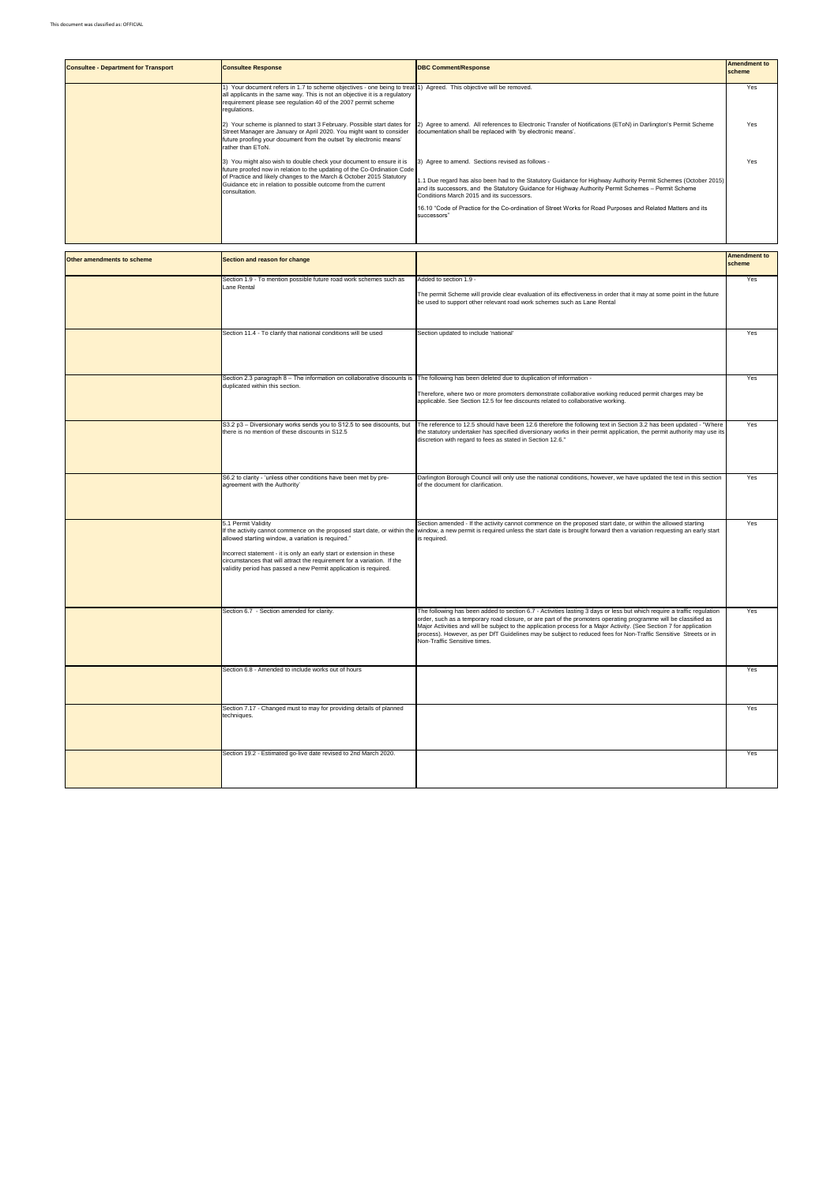This document was classified as: OFFICIAL

| Consultee - Department for Transport | Consultee Response | DBC Comment/Response | Amendment to scheme |
|---|---|---|---|
| | 1) Your document refers in 1.7 to scheme objectives - one being to treat all applicants in the same way. This is not an objective it is a regulatory requirement please see regulation 40 of the 2007 permit scheme regulations. | 1) Agreed. This objective will be removed. | Yes |
| | 2) Your scheme is planned to start 3 February. Possible start dates for Street Manager are January or April 2020. You might want to consider future proofing your document from the outset 'by electronic means' rather than EToN. | 2) Agree to amend. All references to Electronic Transfer of Notifications (EToN) in Darlington's Permit Scheme documentation shall be replaced with 'by electronic means'. | Yes |
| | 3) You might also wish to double check your document to ensure it is future proofed now in relation to the updating of the Co-Ordination Code of Practice and likely changes to the March & October 2015 Statutory Guidance etc in relation to possible outcome from the current consultation. | 3) Agree to amend. Sections revised as follows - <br><br>1.1 Due regard has also been had to the Statutory Guidance for Highway Authority Permit Schemes (October 2015) and its successors, and the Statutory Guidance for Highway Authority Permit Schemes – Permit Scheme Conditions March 2015 and its successors. <br><br>16.10 "Code of Practice for the Co-ordination of Street Works for Road Purposes and Related Matters and its successors" | Yes |

| Other amendments to scheme | Section and reason for change | | Amendment to scheme |
|---|---|---|---|
| | Section 1.9 - To mention possible future road work schemes such as Lane Rental | Added to section 1.9 - <br><br>The permit Scheme will provide clear evaluation of its effectiveness in order that it may at some point in the future be used to support other relevant road work schemes such as Lane Rental | Yes |
| | Section 11.4 - To clarify that national conditions will be used | Section updated to include 'national' | Yes |
| | Section 2.3 paragraph 8 – The information on collaborative discounts is duplicated within this section. | The following has been deleted due to duplication of information - <br><br>Therefore, where two or more promoters demonstrate collaborative working reduced permit charges may be applicable. See Section 12.5 for fee discounts related to collaborative working. | Yes |
| | S3.2 p3 – Diversionary works sends you to S12.5 to see discounts, but there is no mention of these discounts in S12.5 | The reference to 12.5 should have been 12.6 therefore the following text in Section 3.2 has been updated - "Where the statutory undertaker has specified diversionary works in their permit application, the permit authority may use its discretion with regard to fees as stated in Section 12.6." | Yes |
| | S6.2 to clarity - 'unless other conditions have been met by pre-agreement with the Authority' | Darlington Borough Council will only use the national conditions, however, we have updated the text in this section of the document for clarification. | Yes |
| | 5.1 Permit Validity<br>If the activity cannot commence on the proposed start date, or within the allowed starting window, a variation is required."<br><br>Incorrect statement - it is only an early start or extension in these circumstances that will attract the requirement for a variation. If the validity period has passed a new Permit application is required. | Section amended - If the activity cannot commence on the proposed start date, or within the allowed starting window, a new permit is required unless the start date is brought forward then a variation requesting an early start is required. | Yes |
| | Section 6.7 - Section amended for clarity. | The following has been added to section 6.7 - Activities lasting 3 days or less but which require a traffic regulation order, such as a temporary road closure, or are part of the promoters operating programme will be classified as Major Activities and will be subject to the application process for a Major Activity. (See Section 7 for application process). However, as per DfT Guidelines may be subject to reduced fees for Non-Traffic Sensitive Streets or in Non-Traffic Sensitive times. | Yes |
| | Section 6.8 - Amended to include works out of hours | | Yes |
| | Section 7.17 - Changed must to may for providing details of planned techniques. | | Yes |
| | Section 19.2 - Estimated go-live date revised to 2nd March 2020. | | Yes |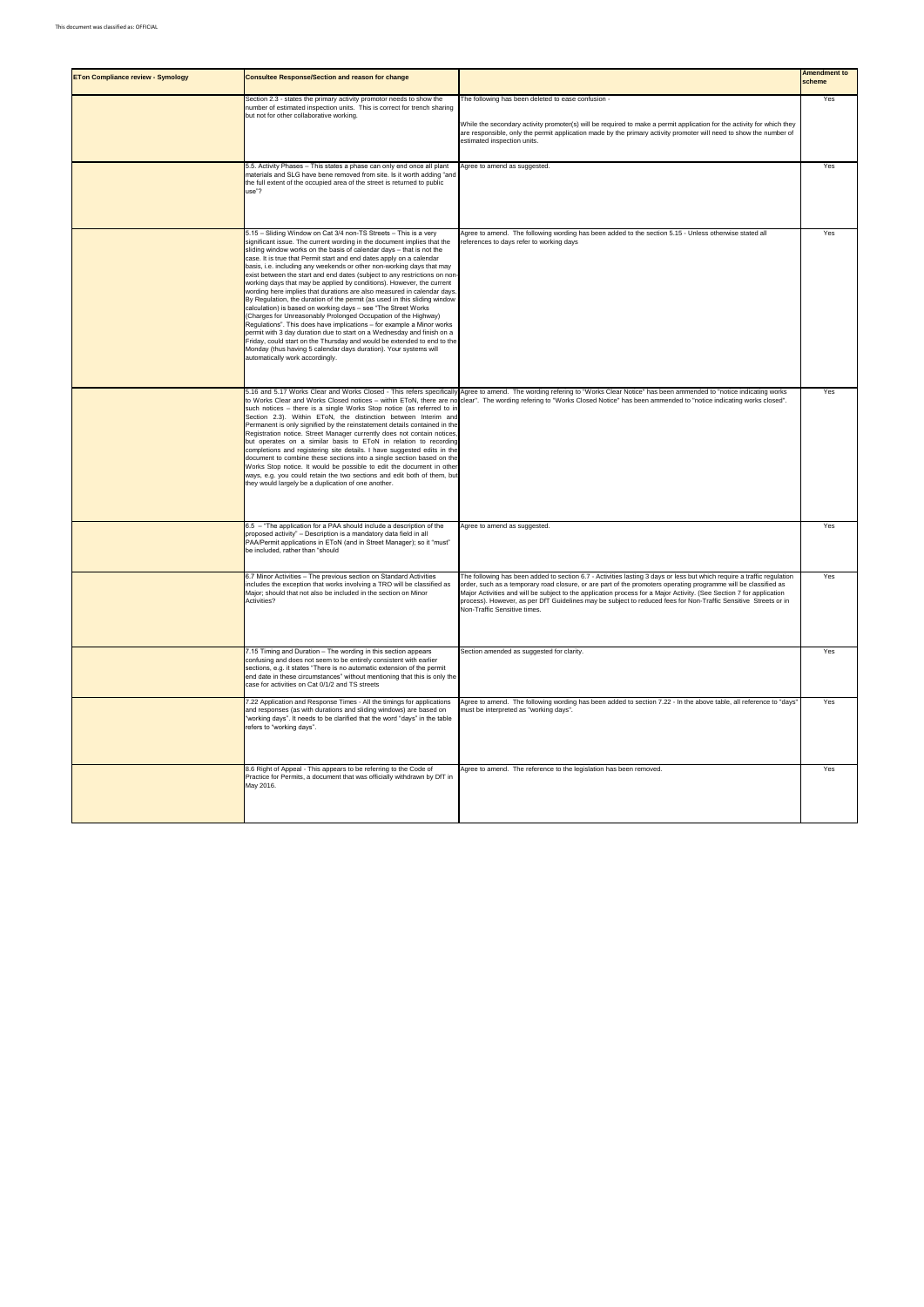| ETon Compliance review - Symology | Consultee Response/Section and reason for change | | Amendment to scheme |
|---|---|---|---|
| | Section 2.3 - states the primary activity promotor needs to show the number of estimated inspection units. This is correct for trench sharing but not for other collaborative working. | The following has been deleted to ease confusion - <br><br> While the secondary activity promoter(s) will be required to make a permit application for the activity for which they are responsible, only the permit application made by the primary activity promoter will need to show the number of estimated inspection units. | Yes |
| | 5.5. Activity Phases – This states a phase can only end once all plant materials and SLG have bene removed from site. Is it worth adding "and the full extent of the occupied area of the street is returned to public use"? | Agree to amend as suggested. | Yes |
| | 5.15 – Sliding Window on Cat 3/4 non-TS Streets – This is a very significant issue. The current wording in the document implies that the sliding window works on the basis of calendar days – that is not the case. It is true that Permit start and end dates apply on a calendar basis, i.e. including any weekends or other non-working days that may exist between the start and end dates (subject to any restrictions on non-working days that may be applied by conditions). However, the current wording here implies that durations are also measured in calendar days. By Regulation, the duration of the permit (as used in this sliding window calculation) is based on working days – see "The Street Works (Charges for Unreasonably Prolonged Occupation of the Highway) Regulations". This does have implications – for example a Minor works permit with 3 day duration due to start on a Wednesday and finish on a Friday, could start on the Thursday and would be extended to end to the Monday (thus having 5 calendar days duration). Your systems will automatically work accordingly. | Agree to amend. The following wording has been added to the section 5.15 - Unless otherwise stated all references to days refer to working days | Yes |
| | 5.16 and 5.17 Works Clear and Works Closed - This refers specifically to Works Clear and Works Closed notices – within ETON, there are no such notices – there is a single Works Stop notice (as referred to in Section 2.3). Within ETON, the distinction between Interim and Permanent is only signified by the reinstatement details contained in the Registration notice. Street Manager currently does not contain notices, but operates on a similar basis to ETON in relation to recording completions and registering site details. I have suggested edits in the document to combine these sections into a single section based on the Works Stop notice. It would be possible to edit the document in other ways, e.g. you could retain the two sections and edit both of them, but they would largely be a duplication of one another. | Agree to amend. The wording refering to "Works Clear Notice" has been ammended to "notice indicating works clear". The wording refering to "Works Closed Notice" has been ammended to "notice indicating works closed". | Yes |
| | 6.5 – "The application for a PAA should include a description of the proposed activity" – Description is a mandatory data field in all PAA/Permit applications in ETON (and in Street Manager); so it "must" be included, rather than "should | Agree to amend as suggested. | Yes |
| | 6.7 Minor Activities – The previous section on Standard Activities includes the exception that works involving a TRO will be classified as Major; should that not also be included in the section on Minor Activities? | The following has been added to section 6.7 - Activities lasting 3 days or less but which require a traffic regulation order, such as a temporary road closure, or are part of the promoters operating programme will be classified as Major Activities and will be subject to the application process for a Major Activity. (See Section 7 for application process). However, as per DfT Guidelines may be subject to reduced fees for Non-Traffic Sensitive Streets or in Non-Traffic Sensitive times. | Yes |
| | 7.15 Timing and Duration – The wording in this section appears confusing and does not seem to be entirely consistent with earlier sections, e.g. it states "There is no automatic extension of the permit end date in these circumstances" without mentioning that this is only the case for activities on Cat 0/1/2 and TS streets | Section amended as suggested for clarity. | Yes |
| | 7.22 Application and Response Times - All the timings for applications and responses (as with durations and sliding windows) are based on "working days". It needs to be clarified that the word "days" in the table refers to "working days". | Agree to amend. The following wording has been added to section 7.22 - In the above table, all reference to "days" must be interpreted as "working days". | Yes |
| | 8.6 Right of Appeal - This appears to be referring to the Code of Practice for Permits, a document that was officially withdrawn by DfT in May 2016. | Agree to amend. The reference to the legislation has been removed. | Yes |